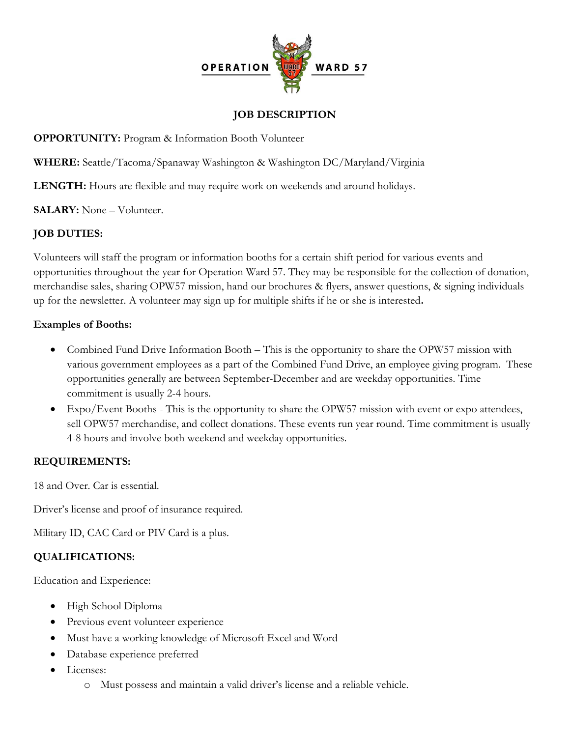OPERATION WARD 57

# JOB DESCRIPTION

**OPPORTUNITY:** Program & Information Booth Volunteer

**WHERE:** Seattle/Tacoma/Spanaway Washington & Washington DC/Maryland/Virginia

**LENGTH:** Hours are flexible and may require work on weekends and around holidays.

**SALARY:** None – Volunteer.

## JOB DUTIES:

Volunteers will staff the program or information booths for a certain shift period for various events and opportunities throughout the year for Operation Ward 57. They may be responsible for the collection of donation, merchandise sales, sharing OPW57 mission, hand our brochures & flyers, answer questions, & signing individuals up for the newsletter. A volunteer may sign up for multiple shifts if he or she is interested**.**

**Examples of Booths:**

- Combined Fund Drive Information Booth – This is the opportunity to share the OPW57 mission with various government employees as a part of the Combined Fund Drive, an employee giving program. These opportunities generally are between September-December and are weekday opportunities. Time commitment is usually 2-4 hours.
- Expo/Event Booths - This is the opportunity to share the OPW57 mission with event or expo attendees, sell OPW57 merchandise, and collect donations. These events run year round. Time commitment is usually 4-8 hours and involve both weekend and weekday opportunities.

## REQUIREMENTS:

18 and Over. Car is essential.

Driver's license and proof of insurance required.

Military ID, CAC Card or PIV Card is a plus.

## QUALIFICATIONS:

Education and Experience:

- High School Diploma
- Previous event volunteer experience
- Must have a working knowledge of Microsoft Excel and Word
- Database experience preferred
- Licenses:
  - Must possess and maintain a valid driver's license and a reliable vehicle.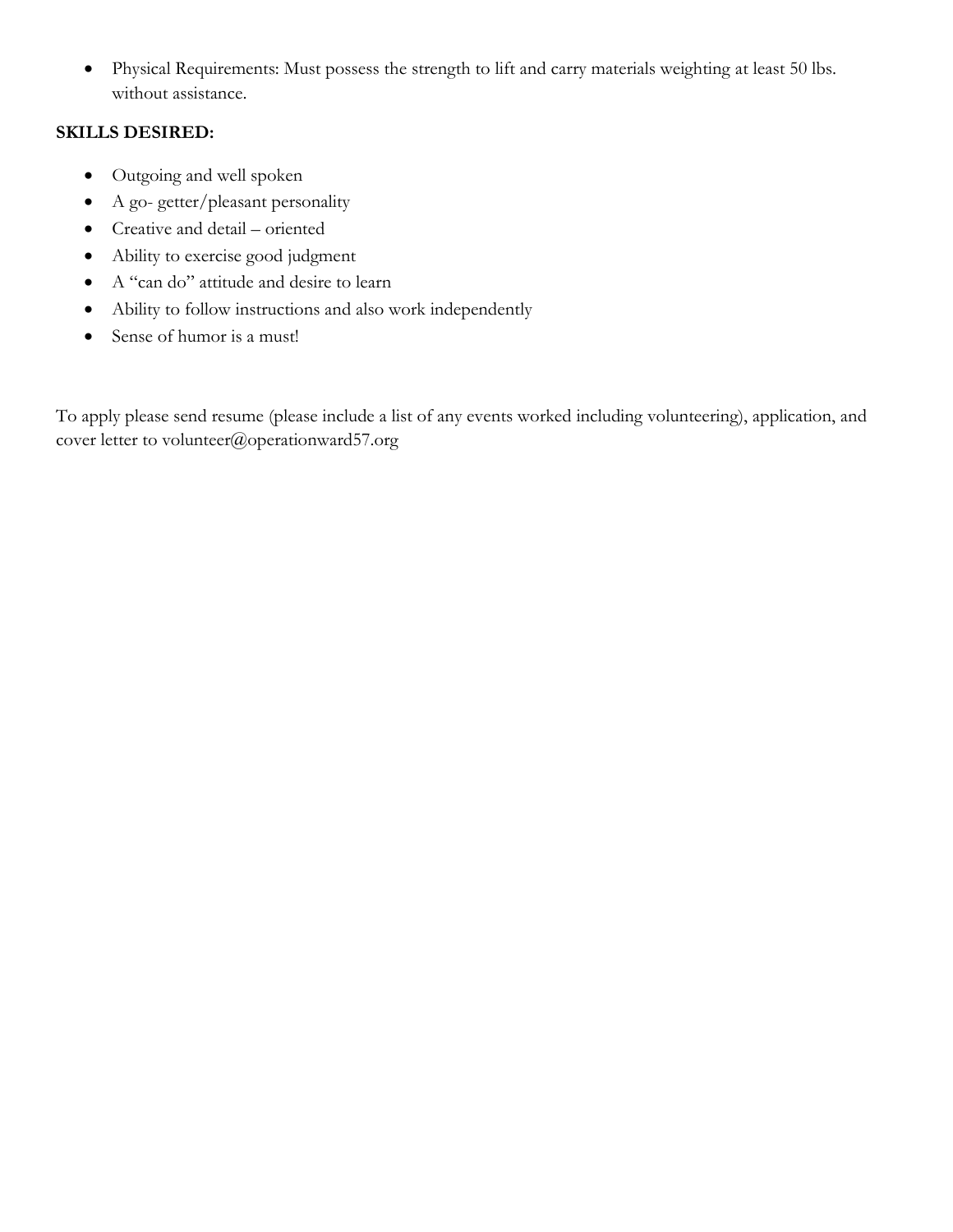- Physical Requirements: Must possess the strength to lift and carry materials weighting at least 50 lbs. without assistance.

**SKILLS DESIRED:**

- Outgoing and well spoken
- A go- getter/pleasant personality
- Creative and detail – oriented
- Ability to exercise good judgment
- A "can do" attitude and desire to learn
- Ability to follow instructions and also work independently
- Sense of humor is a must!

To apply please send resume (please include a list of any events worked including volunteering), application, and cover letter to volunteer@operationward57.org